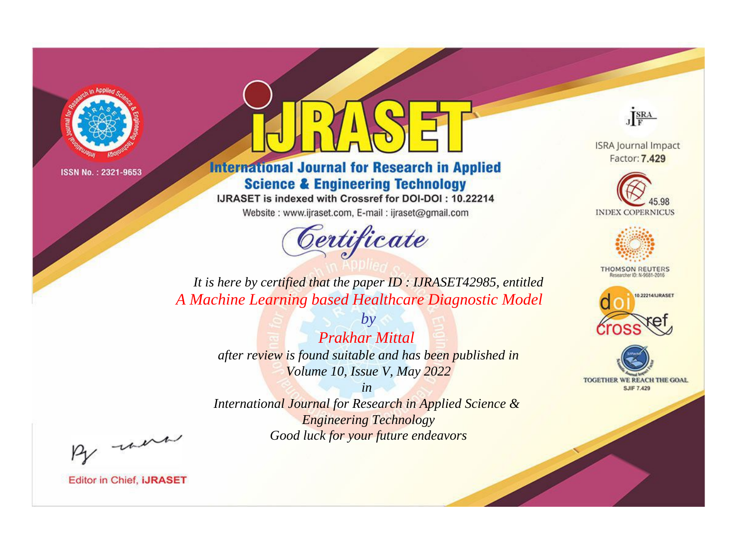ISSN No. : 2321-9653

# IJRASET

## International Journal for Research in Applied Science & Engineering Technology

IJRASET is indexed with Crossref for DOI-DOI : 10.22214

Website : www.ijraset.com, E-mail : ijraset@gmail.com

## Certificate

*It is here by certified that the paper ID : IJRASET42985, entitled*

*A Machine Learning based Healthcare Diagnostic Model*

*by*

*Prakhar Mittal*

*after review is found suitable and has been published in*

*Volume 10, Issue V, May 2022*

*in*

*International Journal for Research in Applied Science & Engineering Technology*

*Good luck for your future endeavors*

Editor in Chief, iJRASET

ISRA Journal Impact Factor: **7.429**

45.98 INDEX COPERNICUS

THOMSON REUTERS Researcher ID: N-9681-2016

10.22214/IJRASET

TOGETHER WE REACH THE GOAL SJIF 7.429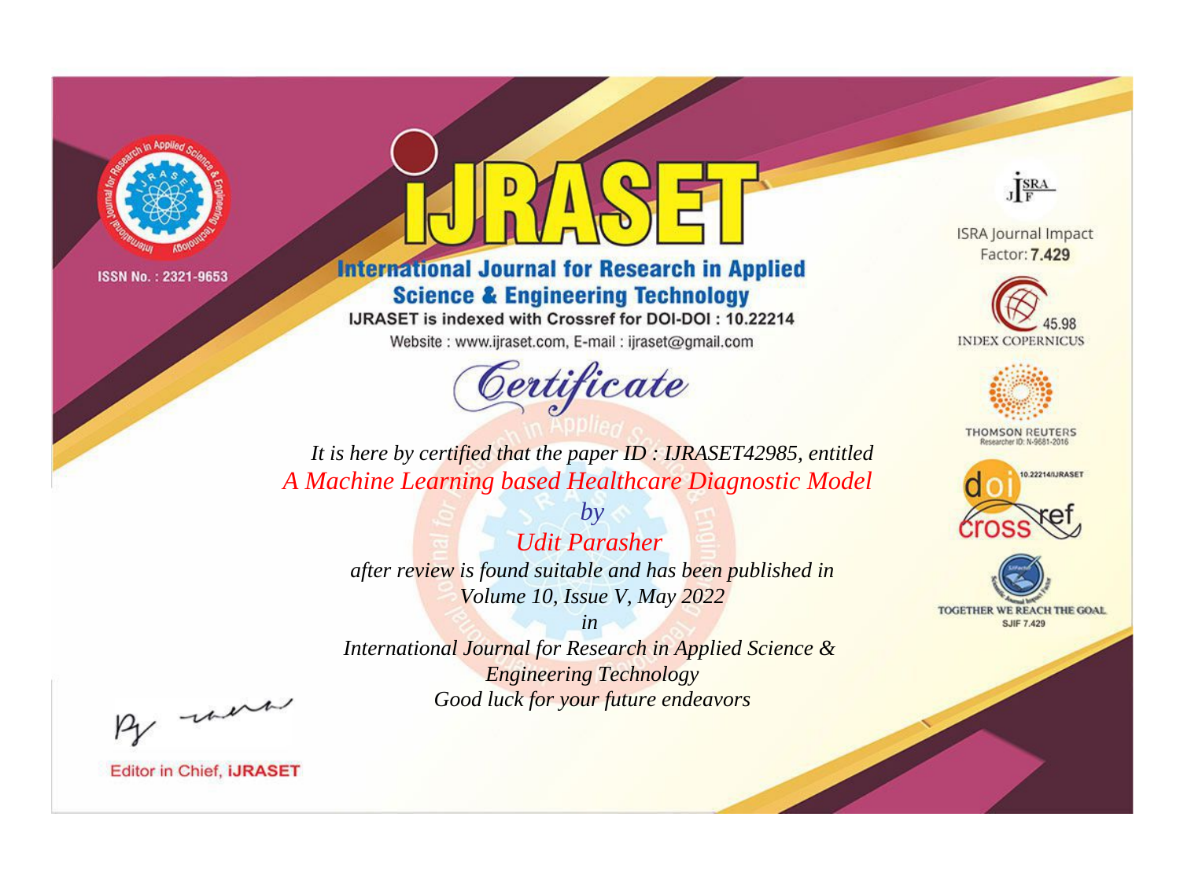ISSN No. : 2321-9653

# iJRASET

## International Journal for Research in Applied Science & Engineering Technology

IJRASET is indexed with Crossref for DOI-DOI : 10.22214

Website : www.ijraset.com, E-mail : ijraset@gmail.com

ISRA Journal Impact Factor: **7.429**

45.98 INDEX COPERNICUS

THOMSON REUTERS Researcher ID: N-9681-2016

10.22214/IJRASET

TOGETHER WE REACH THE GOAL SJIF 7.429

# *Certificate*

*It is here by certified that the paper ID : IJRASET42985, entitled*

*A Machine Learning based Healthcare Diagnostic Model*

*by*

*Udit Parasher*

*after review is found suitable and has been published in*

*Volume 10, Issue V, May 2022*

*in*

*International Journal for Research in Applied Science & Engineering Technology*

*Good luck for your future endeavors*

Editor in Chief, **iJRASET**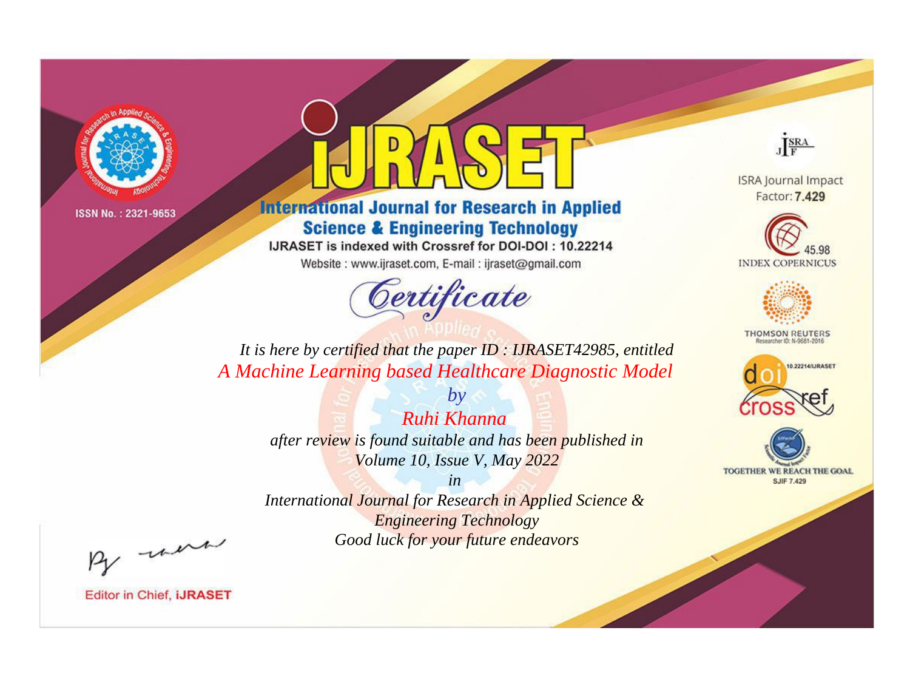ISSN No. : 2321-9653

# iJRASET

## International Journal for Research in Applied Science & Engineering Technology

IJRASET is indexed with Crossref for DOI-DOI : 10.22214

Website : www.ijraset.com, E-mail : ijraset@gmail.com

ISRA Journal Impact Factor: **7.429**

45.98 INDEX COPERNICUS

THOMSON REUTERS Researcher ID: N-9681-2016

10.22214/IJRASET

TOGETHER WE REACH THE GOAL SJIF 7.429

# *Certificate*

*It is here by certified that the paper ID : IJRASET42985, entitled*

*A Machine Learning based Healthcare Diagnostic Model*

*by*

*Ruhi Khanna*

*after review is found suitable and has been published in*

*Volume 10, Issue V, May 2022*

*in*

*International Journal for Research in Applied Science & Engineering Technology*

*Good luck for your future endeavors*

Editor in Chief, **iJRASET**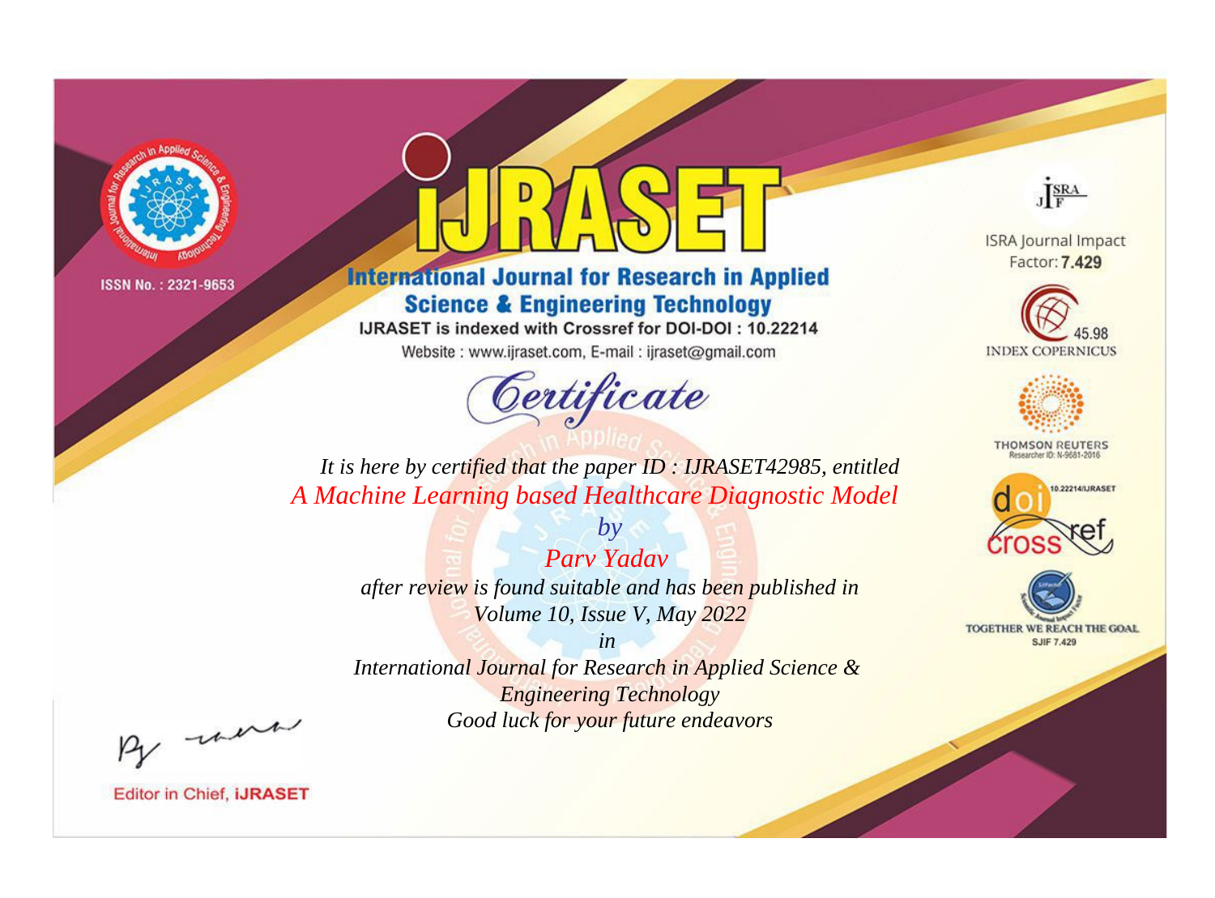ISSN No. : 2321-9653

# iJRASET

## International Journal for Research in Applied Science & Engineering Technology

IJRASET is indexed with Crossref for DOI-DOI : 10.22214

Website : www.ijraset.com, E-mail : ijraset@gmail.com

*Certificate*

*It is here by certified that the paper ID : IJRASET42985, entitled*

*A Machine Learning based Healthcare Diagnostic Model*

*by*

*Parv Yadav*

*after review is found suitable and has been published in*

*Volume 10, Issue V, May 2022*

*in*

*International Journal for Research in Applied Science & Engineering Technology*

*Good luck for your future endeavors*

ISRA Journal Impact Factor: **7.429**

45.98 INDEX COPERNICUS

THOMSON REUTERS Researcher ID: N-9681-2016

10.22214/IJRASET

TOGETHER WE REACH THE GOAL SJIF 7.429

Editor in Chief, **iJRASET**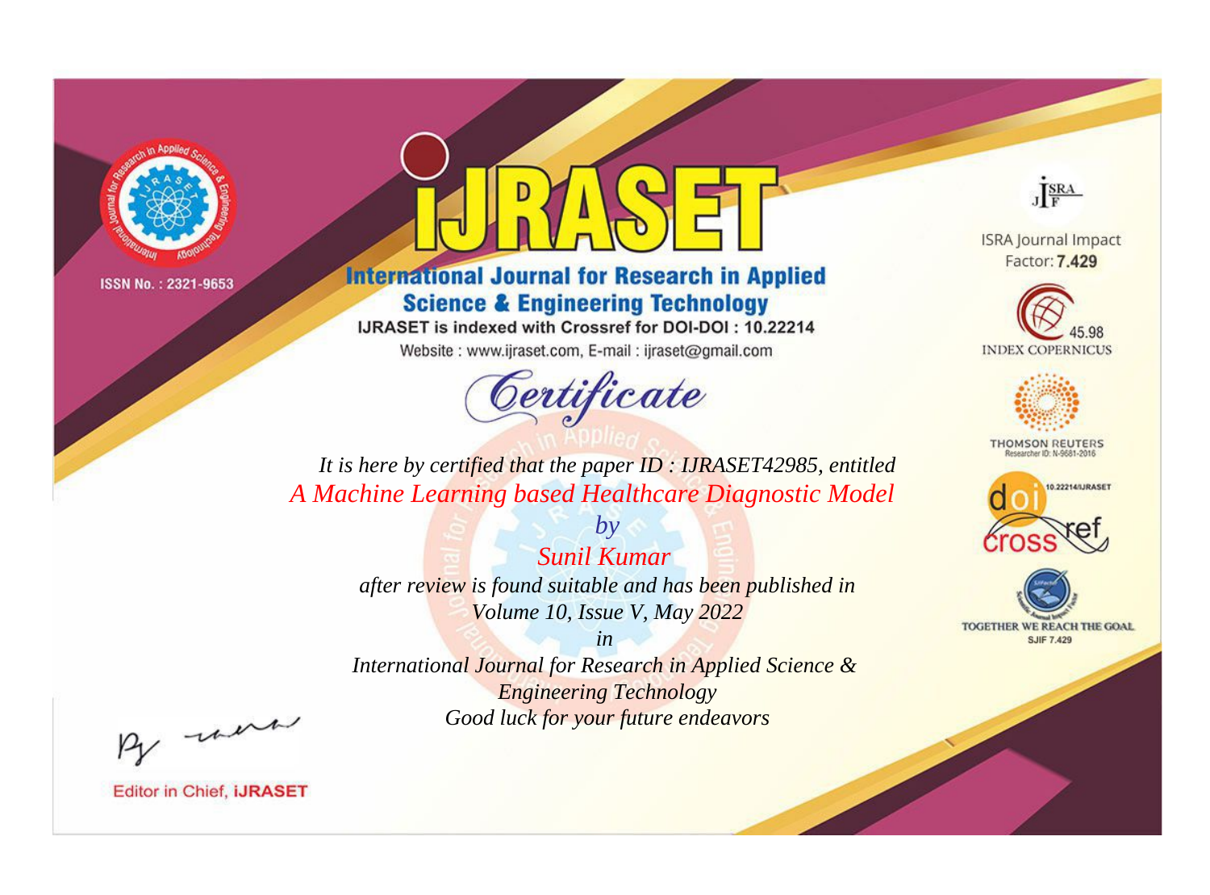ISSN No. : 2321-9653

# iJRASET

## International Journal for Research in Applied Science & Engineering Technology

IJRASET is indexed with Crossref for DOI-DOI : 10.22214

Website : www.ijraset.com, E-mail : ijraset@gmail.com

ISRA Journal Impact Factor: **7.429**

45.98 INDEX COPERNICUS

THOMSON REUTERS Researcher ID: N-9681-2016

10.22214/IJRASET

TOGETHER WE REACH THE GOAL SJIF 7.429

# Certificate

*It is here by certified that the paper ID : IJRASET42985, entitled*

*A Machine Learning based Healthcare Diagnostic Model*

*by*

*Sunil Kumar*

*after review is found suitable and has been published in*

*Volume 10, Issue V, May 2022*

*in*

*International Journal for Research in Applied Science & Engineering Technology*

*Good luck for your future endeavors*

Editor in Chief, **iJRASET**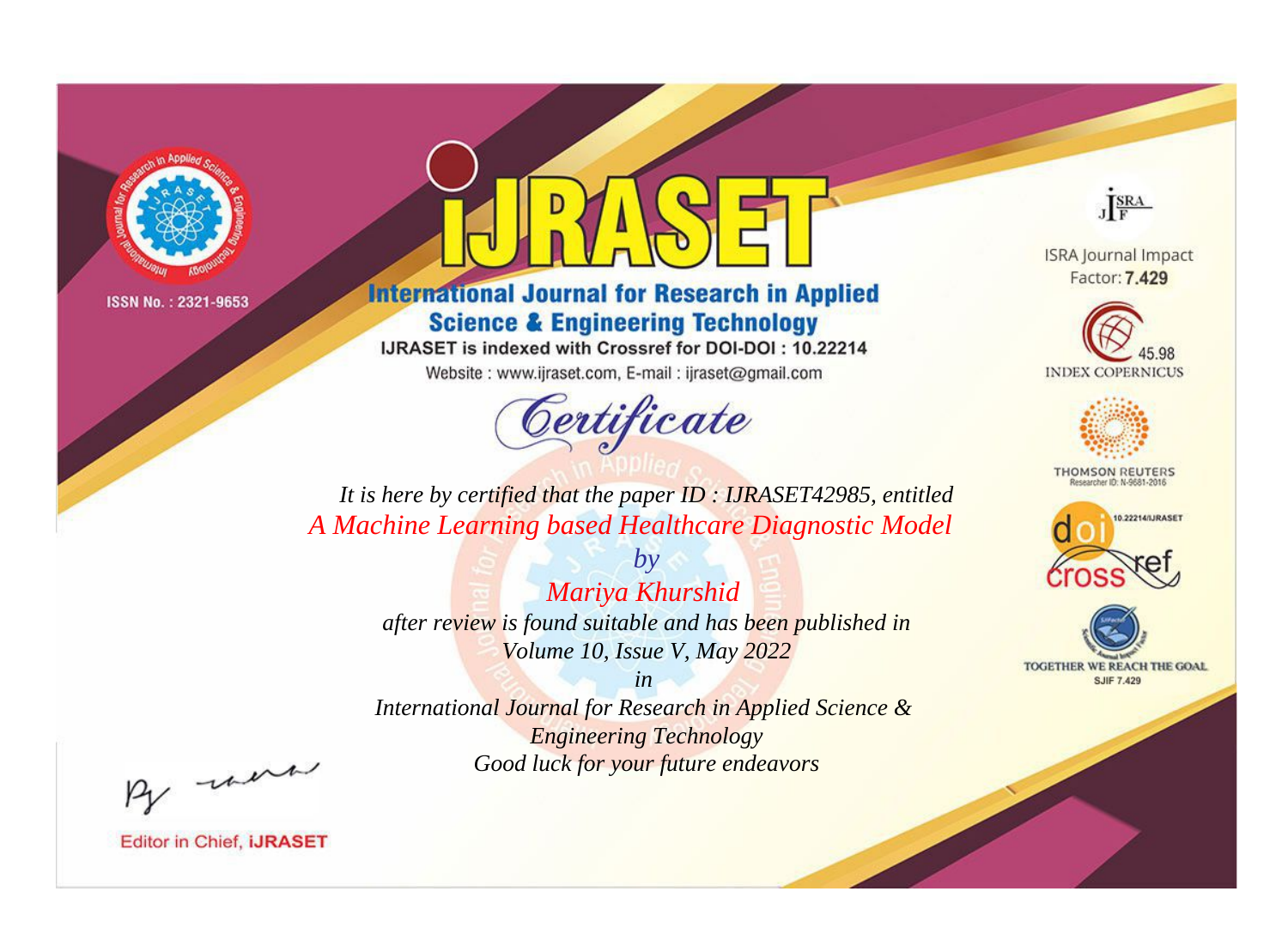ISSN No. : 2321-9653

# IJRASET

## International Journal for Research in Applied Science & Engineering Technology

IJRASET is indexed with Crossref for DOI-DOI : 10.22214

Website : www.ijraset.com, E-mail : ijraset@gmail.com

## *Certificate*

*It is here by certified that the paper ID : IJRASET42985, entitled*

*A Machine Learning based Healthcare Diagnostic Model*

*by*

*Mariya Khurshid*

*after review is found suitable and has been published in*

*Volume 10, Issue V, May 2022*

*in*

*International Journal for Research in Applied Science & Engineering Technology*

*Good luck for your future endeavors*

ISRA Journal Impact Factor: **7.429**

45.98 INDEX COPERNICUS

THOMSON REUTERS Researcher ID: N-9681-2016

10.22214/IJRASET

TOGETHER WE REACH THE GOAL SJIF 7.429

Editor in Chief, **IJRASET**